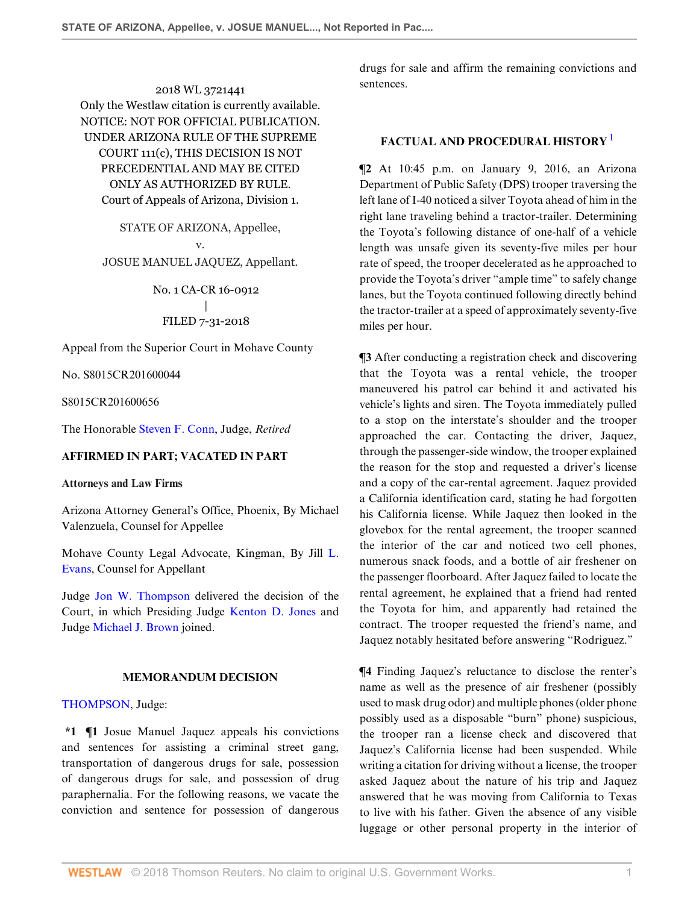2018 WL 3721441
Only the Westlaw citation is currently available.
NOTICE: NOT FOR OFFICIAL PUBLICATION.
UNDER ARIZONA RULE OF THE SUPREME COURT 111(c), THIS DECISION IS NOT PRECEDENTIAL AND MAY BE CITED ONLY AS AUTHORIZED BY RULE.
Court of Appeals of Arizona, Division 1.

STATE OF ARIZONA, Appellee,
v.
JOSUE MANUEL JAQUEZ, Appellant.

No. 1 CA-CR 16-0912
|
FILED 7-31-2018

Appeal from the Superior Court in Mohave County

No. S8015CR201600044

S8015CR201600656

The Honorable Steven F. Conn, Judge, *Retired*

**AFFIRMED IN PART; VACATED IN PART**

**Attorneys and Law Firms**

Arizona Attorney General's Office, Phoenix, By Michael Valenzuela, Counsel for Appellee

Mohave County Legal Advocate, Kingman, By Jill L. Evans, Counsel for Appellant

Judge Jon W. Thompson delivered the decision of the Court, in which Presiding Judge Kenton D. Jones and Judge Michael J. Brown joined.

**MEMORANDUM DECISION**

THOMPSON, Judge:

**\*1 ¶1** Josue Manuel Jaquez appeals his convictions and sentences for assisting a criminal street gang, transportation of dangerous drugs for sale, possession of dangerous drugs for sale, and possession of drug paraphernalia. For the following reasons, we vacate the conviction and sentence for possession of dangerous drugs for sale and affirm the remaining convictions and sentences.

**FACTUAL AND PROCEDURAL HISTORY** [1]

**¶2** At 10:45 p.m. on January 9, 2016, an Arizona Department of Public Safety (DPS) trooper traversing the left lane of I-40 noticed a silver Toyota ahead of him in the right lane traveling behind a tractor-trailer. Determining the Toyota's following distance of one-half of a vehicle length was unsafe given its seventy-five miles per hour rate of speed, the trooper decelerated as he approached to provide the Toyota's driver "ample time" to safely change lanes, but the Toyota continued following directly behind the tractor-trailer at a speed of approximately seventy-five miles per hour.

**¶3** After conducting a registration check and discovering that the Toyota was a rental vehicle, the trooper maneuvered his patrol car behind it and activated his vehicle's lights and siren. The Toyota immediately pulled to a stop on the interstate's shoulder and the trooper approached the car. Contacting the driver, Jaquez, through the passenger-side window, the trooper explained the reason for the stop and requested a driver's license and a copy of the car-rental agreement. Jaquez provided a California identification card, stating he had forgotten his California license. While Jaquez then looked in the glovebox for the rental agreement, the trooper scanned the interior of the car and noticed two cell phones, numerous snack foods, and a bottle of air freshener on the passenger floorboard. After Jaquez failed to locate the rental agreement, he explained that a friend had rented the Toyota for him, and apparently had retained the contract. The trooper requested the friend's name, and Jaquez notably hesitated before answering "Rodriguez."

**¶4** Finding Jaquez's reluctance to disclose the renter's name as well as the presence of air freshener (possibly used to mask drug odor) and multiple phones (older phone possibly used as a disposable "burn" phone) suspicious, the trooper ran a license check and discovered that Jaquez's California license had been suspended. While writing a citation for driving without a license, the trooper asked Jaquez about the nature of his trip and Jaquez answered that he was moving from California to Texas to live with his father. Given the absence of any visible luggage or other personal property in the interior of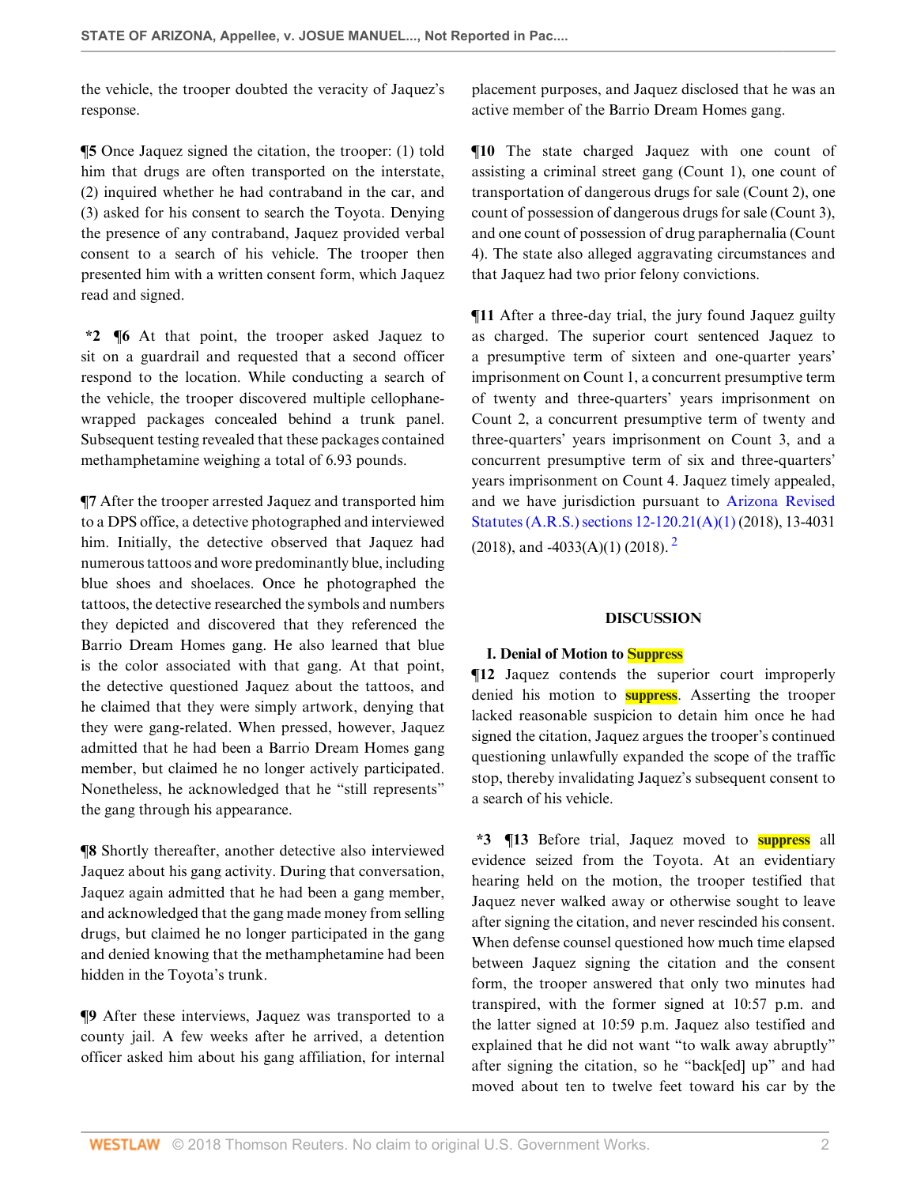the vehicle, the trooper doubted the veracity of Jaquez's response.

**¶5** Once Jaquez signed the citation, the trooper: (1) told him that drugs are often transported on the interstate, (2) inquired whether he had contraband in the car, and (3) asked for his consent to search the Toyota. Denying the presence of any contraband, Jaquez provided verbal consent to a search of his vehicle. The trooper then presented him with a written consent form, which Jaquez read and signed.

**\*2 ¶6** At that point, the trooper asked Jaquez to sit on a guardrail and requested that a second officer respond to the location. While conducting a search of the vehicle, the trooper discovered multiple cellophane-wrapped packages concealed behind a trunk panel. Subsequent testing revealed that these packages contained methamphetamine weighing a total of 6.93 pounds.

**¶7** After the trooper arrested Jaquez and transported him to a DPS office, a detective photographed and interviewed him. Initially, the detective observed that Jaquez had numerous tattoos and wore predominantly blue, including blue shoes and shoelaces. Once he photographed the tattoos, the detective researched the symbols and numbers they depicted and discovered that they referenced the Barrio Dream Homes gang. He also learned that blue is the color associated with that gang. At that point, the detective questioned Jaquez about the tattoos, and he claimed that they were simply artwork, denying that they were gang-related. When pressed, however, Jaquez admitted that he had been a Barrio Dream Homes gang member, but claimed he no longer actively participated. Nonetheless, he acknowledged that he "still represents" the gang through his appearance.

**¶8** Shortly thereafter, another detective also interviewed Jaquez about his gang activity. During that conversation, Jaquez again admitted that he had been a gang member, and acknowledged that the gang made money from selling drugs, but claimed he no longer participated in the gang and denied knowing that the methamphetamine had been hidden in the Toyota's trunk.

**¶9** After these interviews, Jaquez was transported to a county jail. A few weeks after he arrived, a detention officer asked him about his gang affiliation, for internal placement purposes, and Jaquez disclosed that he was an active member of the Barrio Dream Homes gang.

**¶10** The state charged Jaquez with one count of assisting a criminal street gang (Count 1), one count of transportation of dangerous drugs for sale (Count 2), one count of possession of dangerous drugs for sale (Count 3), and one count of possession of drug paraphernalia (Count 4). The state also alleged aggravating circumstances and that Jaquez had two prior felony convictions.

**¶11** After a three-day trial, the jury found Jaquez guilty as charged. The superior court sentenced Jaquez to a presumptive term of sixteen and one-quarter years' imprisonment on Count 1, a concurrent presumptive term of twenty and three-quarters' years imprisonment on Count 2, a concurrent presumptive term of twenty and three-quarters' years imprisonment on Count 3, and a concurrent presumptive term of six and three-quarters' years imprisonment on Count 4. Jaquez timely appealed, and we have jurisdiction pursuant to Arizona Revised Statutes (A.R.S.) sections 12-120.21(A)(1) (2018), 13-4031 (2018), and -4033(A)(1) (2018).[2]

## DISCUSSION

### I. Denial of Motion to Suppress

**¶12** Jaquez contends the superior court improperly denied his motion to suppress. Asserting the trooper lacked reasonable suspicion to detain him once he had signed the citation, Jaquez argues the trooper's continued questioning unlawfully expanded the scope of the traffic stop, thereby invalidating Jaquez's subsequent consent to a search of his vehicle.

**\*3 ¶13** Before trial, Jaquez moved to suppress all evidence seized from the Toyota. At an evidentiary hearing held on the motion, the trooper testified that Jaquez never walked away or otherwise sought to leave after signing the citation, and never rescinded his consent. When defense counsel questioned how much time elapsed between Jaquez signing the citation and the consent form, the trooper answered that only two minutes had transpired, with the former signed at 10:57 p.m. and the latter signed at 10:59 p.m. Jaquez also testified and explained that he did not want "to walk away abruptly" after signing the citation, so he "back[ed] up" and had moved about ten to twelve feet toward his car by the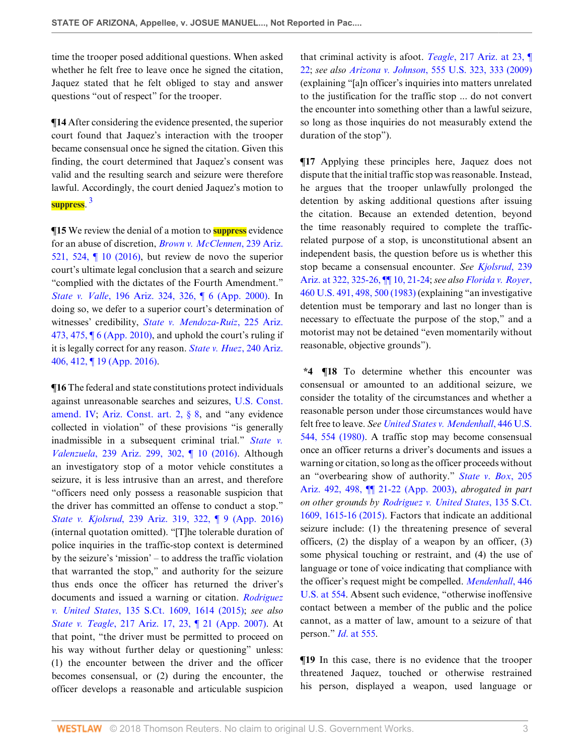time the trooper posed additional questions. When asked whether he felt free to leave once he signed the citation, Jaquez stated that he felt obliged to stay and answer questions "out of respect" for the trooper.

**¶14** After considering the evidence presented, the superior court found that Jaquez's interaction with the trooper became consensual once he signed the citation. Given this finding, the court determined that Jaquez's consent was valid and the resulting search and seizure were therefore lawful. Accordingly, the court denied Jaquez's motion to suppress.[3]

**¶15** We review the denial of a motion to suppress evidence for an abuse of discretion, *Brown v. McClennen*, 239 Ariz. 521, 524, ¶ 10 (2016), but review de novo the superior court's ultimate legal conclusion that a search and seizure "complied with the dictates of the Fourth Amendment." *State v. Valle*, 196 Ariz. 324, 326, ¶ 6 (App. 2000). In doing so, we defer to a superior court's determination of witnesses' credibility, *State v. Mendoza-Ruiz*, 225 Ariz. 473, 475, ¶ 6 (App. 2010), and uphold the court's ruling if it is legally correct for any reason. *State v. Huez*, 240 Ariz. 406, 412, ¶ 19 (App. 2016).

**¶16** The federal and state constitutions protect individuals against unreasonable searches and seizures, U.S. Const. amend. IV; Ariz. Const. art. 2, § 8, and "any evidence collected in violation" of these provisions "is generally inadmissible in a subsequent criminal trial." *State v. Valenzuela*, 239 Ariz. 299, 302, ¶ 10 (2016). Although an investigatory stop of a motor vehicle constitutes a seizure, it is less intrusive than an arrest, and therefore "officers need only possess a reasonable suspicion that the driver has committed an offense to conduct a stop." *State v. Kjolsrud*, 239 Ariz. 319, 322, ¶ 9 (App. 2016) (internal quotation omitted). "[T]he tolerable duration of police inquiries in the traffic-stop context is determined by the seizure's 'mission' – to address the traffic violation that warranted the stop," and authority for the seizure thus ends once the officer has returned the driver's documents and issued a warning or citation. *Rodriguez v. United States*, 135 S.Ct. 1609, 1614 (2015); *see also State v. Teagle*, 217 Ariz. 17, 23, ¶ 21 (App. 2007). At that point, "the driver must be permitted to proceed on his way without further delay or questioning" unless: (1) the encounter between the driver and the officer becomes consensual, or (2) during the encounter, the officer develops a reasonable and articulable suspicion that criminal activity is afoot. *Teagle*, 217 Ariz. at 23, ¶ 22; *see also Arizona v. Johnson*, 555 U.S. 323, 333 (2009) (explaining "[a]n officer's inquiries into matters unrelated to the justification for the traffic stop ... do not convert the encounter into something other than a lawful seizure, so long as those inquiries do not measurably extend the duration of the stop").

**¶17** Applying these principles here, Jaquez does not dispute that the initial traffic stop was reasonable. Instead, he argues that the trooper unlawfully prolonged the detention by asking additional questions after issuing the citation. Because an extended detention, beyond the time reasonably required to complete the traffic-related purpose of a stop, is unconstitutional absent an independent basis, the question before us is whether this stop became a consensual encounter. *See Kjolsrud*, 239 Ariz. at 322, 325-26, ¶¶ 10, 21-24; *see also Florida v. Royer*, 460 U.S. 491, 498, 500 (1983) (explaining "an investigative detention must be temporary and last no longer than is necessary to effectuate the purpose of the stop," and a motorist may not be detained "even momentarily without reasonable, objective grounds").

**\*4 ¶18** To determine whether this encounter was consensual or amounted to an additional seizure, we consider the totality of the circumstances and whether a reasonable person under those circumstances would have felt free to leave. *See United States v. Mendenhall*, 446 U.S. 544, 554 (1980). A traffic stop may become consensual once an officer returns a driver's documents and issues a warning or citation, so long as the officer proceeds without an "overbearing show of authority." *State v. Box*, 205 Ariz. 492, 498, ¶¶ 21-22 (App. 2003), *abrogated in part on other grounds by Rodriguez v. United States*, 135 S.Ct. 1609, 1615-16 (2015). Factors that indicate an additional seizure include: (1) the threatening presence of several officers, (2) the display of a weapon by an officer, (3) some physical touching or restraint, and (4) the use of language or tone of voice indicating that compliance with the officer's request might be compelled. *Mendenhall*, 446 U.S. at 554. Absent such evidence, "otherwise inoffensive contact between a member of the public and the police cannot, as a matter of law, amount to a seizure of that person." *Id.* at 555.

**¶19** In this case, there is no evidence that the trooper threatened Jaquez, touched or otherwise restrained his person, displayed a weapon, used language or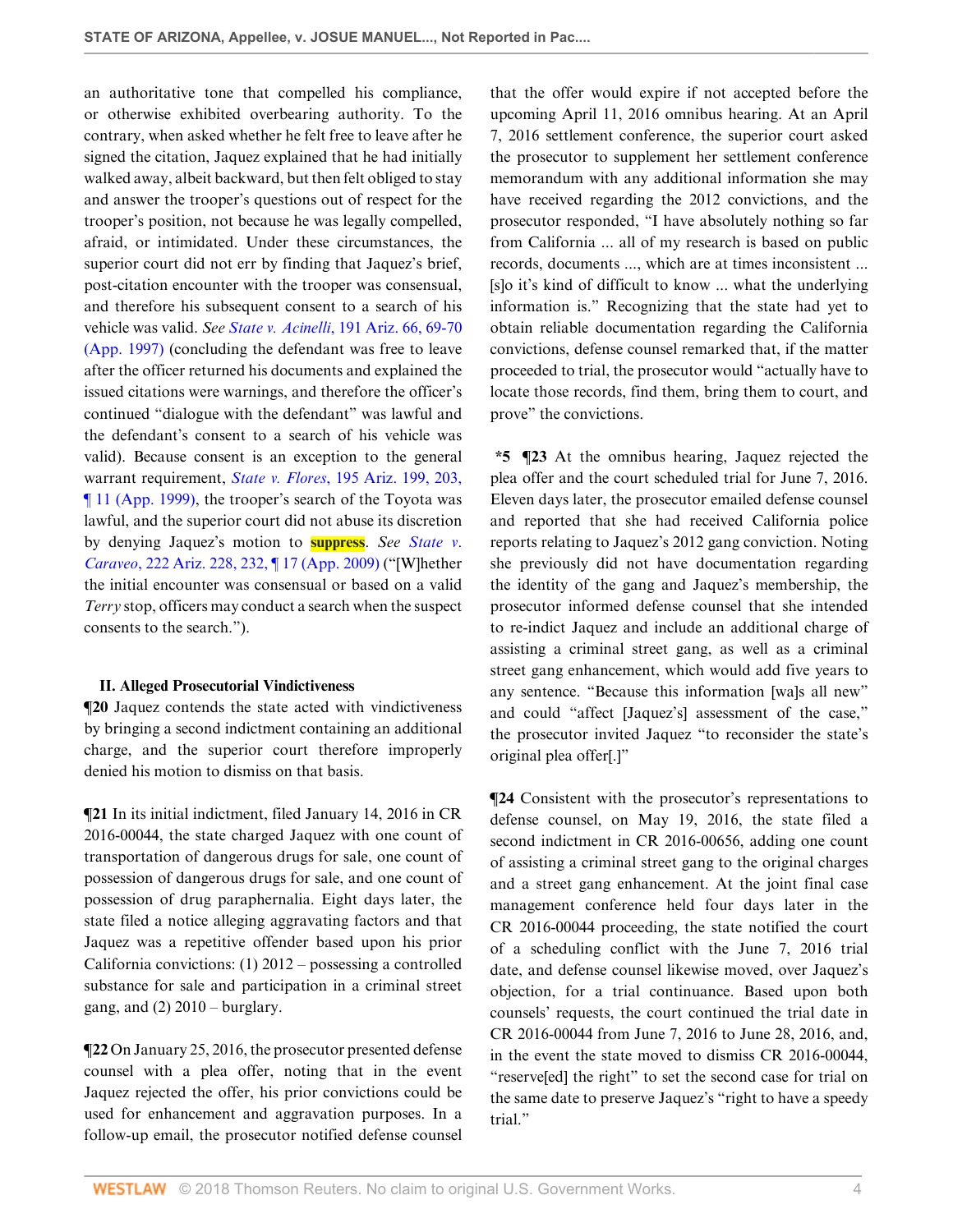an authoritative tone that compelled his compliance, or otherwise exhibited overbearing authority. To the contrary, when asked whether he felt free to leave after he signed the citation, Jaquez explained that he had initially walked away, albeit backward, but then felt obliged to stay and answer the trooper's questions out of respect for the trooper's position, not because he was legally compelled, afraid, or intimidated. Under these circumstances, the superior court did not err by finding that Jaquez's brief, post-citation encounter with the trooper was consensual, and therefore his subsequent consent to a search of his vehicle was valid. *See State v. Acinelli*, 191 Ariz. 66, 69-70 (App. 1997) (concluding the defendant was free to leave after the officer returned his documents and explained the issued citations were warnings, and therefore the officer's continued "dialogue with the defendant" was lawful and the defendant's consent to a search of his vehicle was valid). Because consent is an exception to the general warrant requirement, *State v. Flores*, 195 Ariz. 199, 203, ¶ 11 (App. 1999), the trooper's search of the Toyota was lawful, and the superior court did not abuse its discretion by denying Jaquez's motion to **suppress**. *See State v. Caraveo*, 222 Ariz. 228, 232, ¶ 17 (App. 2009) ("[W]hether the initial encounter was consensual or based on a valid *Terry* stop, officers may conduct a search when the suspect consents to the search.").

**II. Alleged Prosecutorial Vindictiveness**

**¶20** Jaquez contends the state acted with vindictiveness by bringing a second indictment containing an additional charge, and the superior court therefore improperly denied his motion to dismiss on that basis.

**¶21** In its initial indictment, filed January 14, 2016 in CR 2016-00044, the state charged Jaquez with one count of transportation of dangerous drugs for sale, one count of possession of dangerous drugs for sale, and one count of possession of drug paraphernalia. Eight days later, the state filed a notice alleging aggravating factors and that Jaquez was a repetitive offender based upon his prior California convictions: (1) 2012 – possessing a controlled substance for sale and participation in a criminal street gang, and (2) 2010 – burglary.

**¶22** On January 25, 2016, the prosecutor presented defense counsel with a plea offer, noting that in the event Jaquez rejected the offer, his prior convictions could be used for enhancement and aggravation purposes. In a follow-up email, the prosecutor notified defense counsel that the offer would expire if not accepted before the upcoming April 11, 2016 omnibus hearing. At an April 7, 2016 settlement conference, the superior court asked the prosecutor to supplement her settlement conference memorandum with any additional information she may have received regarding the 2012 convictions, and the prosecutor responded, "I have absolutely nothing so far from California ... all of my research is based on public records, documents ..., which are at times inconsistent ... [s]o it's kind of difficult to know ... what the underlying information is." Recognizing that the state had yet to obtain reliable documentation regarding the California convictions, defense counsel remarked that, if the matter proceeded to trial, the prosecutor would "actually have to locate those records, find them, bring them to court, and prove" the convictions.

**\*5 ¶23** At the omnibus hearing, Jaquez rejected the plea offer and the court scheduled trial for June 7, 2016. Eleven days later, the prosecutor emailed defense counsel and reported that she had received California police reports relating to Jaquez's 2012 gang conviction. Noting she previously did not have documentation regarding the identity of the gang and Jaquez's membership, the prosecutor informed defense counsel that she intended to re-indict Jaquez and include an additional charge of assisting a criminal street gang, as well as a criminal street gang enhancement, which would add five years to any sentence. "Because this information [wa]s all new" and could "affect [Jaquez's] assessment of the case," the prosecutor invited Jaquez "to reconsider the state's original plea offer[.]"

**¶24** Consistent with the prosecutor's representations to defense counsel, on May 19, 2016, the state filed a second indictment in CR 2016-00656, adding one count of assisting a criminal street gang to the original charges and a street gang enhancement. At the joint final case management conference held four days later in the CR 2016-00044 proceeding, the state notified the court of a scheduling conflict with the June 7, 2016 trial date, and defense counsel likewise moved, over Jaquez's objection, for a trial continuance. Based upon both counsels' requests, the court continued the trial date in CR 2016-00044 from June 7, 2016 to June 28, 2016, and, in the event the state moved to dismiss CR 2016-00044, "reserve[ed] the right" to set the second case for trial on the same date to preserve Jaquez's "right to have a speedy trial."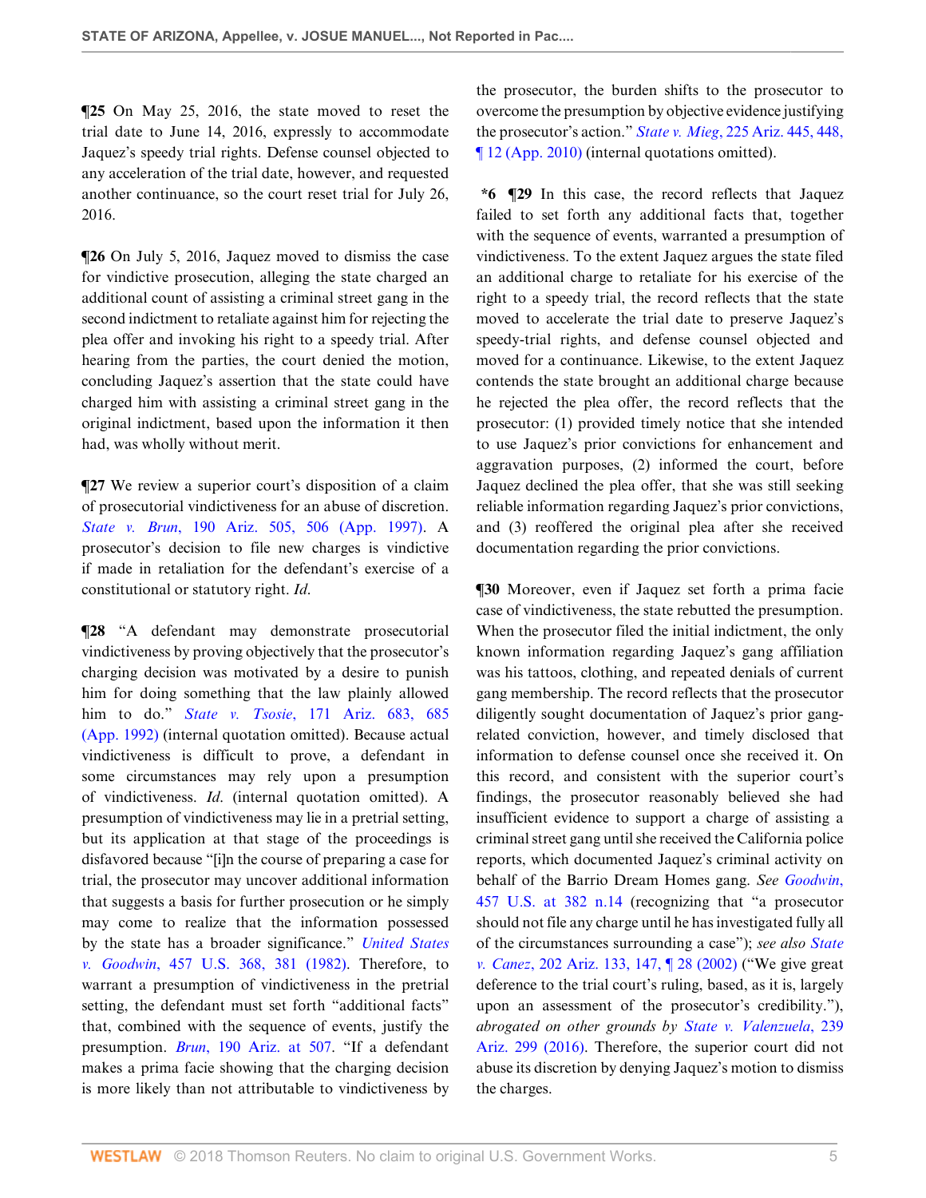¶25 On May 25, 2016, the state moved to reset the trial date to June 14, 2016, expressly to accommodate Jaquez's speedy trial rights. Defense counsel objected to any acceleration of the trial date, however, and requested another continuance, so the court reset trial for July 26, 2016.

¶26 On July 5, 2016, Jaquez moved to dismiss the case for vindictive prosecution, alleging the state charged an additional count of assisting a criminal street gang in the second indictment to retaliate against him for rejecting the plea offer and invoking his right to a speedy trial. After hearing from the parties, the court denied the motion, concluding Jaquez's assertion that the state could have charged him with assisting a criminal street gang in the original indictment, based upon the information it then had, was wholly without merit.

¶27 We review a superior court's disposition of a claim of prosecutorial vindictiveness for an abuse of discretion. *State v. Brun*, 190 Ariz. 505, 506 (App. 1997). A prosecutor's decision to file new charges is vindictive if made in retaliation for the defendant's exercise of a constitutional or statutory right. *Id.*

¶28 "A defendant may demonstrate prosecutorial vindictiveness by proving objectively that the prosecutor's charging decision was motivated by a desire to punish him for doing something that the law plainly allowed him to do." *State v. Tsosie*, 171 Ariz. 683, 685 (App. 1992) (internal quotation omitted). Because actual vindictiveness is difficult to prove, a defendant in some circumstances may rely upon a presumption of vindictiveness. *Id.* (internal quotation omitted). A presumption of vindictiveness may lie in a pretrial setting, but its application at that stage of the proceedings is disfavored because "[i]n the course of preparing a case for trial, the prosecutor may uncover additional information that suggests a basis for further prosecution or he simply may come to realize that the information possessed by the state has a broader significance." *United States v. Goodwin*, 457 U.S. 368, 381 (1982). Therefore, to warrant a presumption of vindictiveness in the pretrial setting, the defendant must set forth "additional facts" that, combined with the sequence of events, justify the presumption. *Brun*, 190 Ariz. at 507. "If a defendant makes a prima facie showing that the charging decision is more likely than not attributable to vindictiveness by the prosecutor, the burden shifts to the prosecutor to overcome the presumption by objective evidence justifying the prosecutor's action." *State v. Mieg*, 225 Ariz. 445, 448, ¶ 12 (App. 2010) (internal quotations omitted).

**\*6** ¶29 In this case, the record reflects that Jaquez failed to set forth any additional facts that, together with the sequence of events, warranted a presumption of vindictiveness. To the extent Jaquez argues the state filed an additional charge to retaliate for his exercise of the right to a speedy trial, the record reflects that the state moved to accelerate the trial date to preserve Jaquez's speedy-trial rights, and defense counsel objected and moved for a continuance. Likewise, to the extent Jaquez contends the state brought an additional charge because he rejected the plea offer, the record reflects that the prosecutor: (1) provided timely notice that she intended to use Jaquez's prior convictions for enhancement and aggravation purposes, (2) informed the court, before Jaquez declined the plea offer, that she was still seeking reliable information regarding Jaquez's prior convictions, and (3) reoffered the original plea after she received documentation regarding the prior convictions.

¶30 Moreover, even if Jaquez set forth a prima facie case of vindictiveness, the state rebutted the presumption. When the prosecutor filed the initial indictment, the only known information regarding Jaquez's gang affiliation was his tattoos, clothing, and repeated denials of current gang membership. The record reflects that the prosecutor diligently sought documentation of Jaquez's prior gang-related conviction, however, and timely disclosed that information to defense counsel once she received it. On this record, and consistent with the superior court's findings, the prosecutor reasonably believed she had insufficient evidence to support a charge of assisting a criminal street gang until she received the California police reports, which documented Jaquez's criminal activity on behalf of the Barrio Dream Homes gang. *See Goodwin*, 457 U.S. at 382 n.14 (recognizing that "a prosecutor should not file any charge until he has investigated fully all of the circumstances surrounding a case"); *see also State v. Canez*, 202 Ariz. 133, 147, ¶ 28 (2002) ("We give great deference to the trial court's ruling, based, as it is, largely upon an assessment of the prosecutor's credibility."), *abrogated on other grounds by State v. Valenzuela*, 239 Ariz. 299 (2016). Therefore, the superior court did not abuse its discretion by denying Jaquez's motion to dismiss the charges.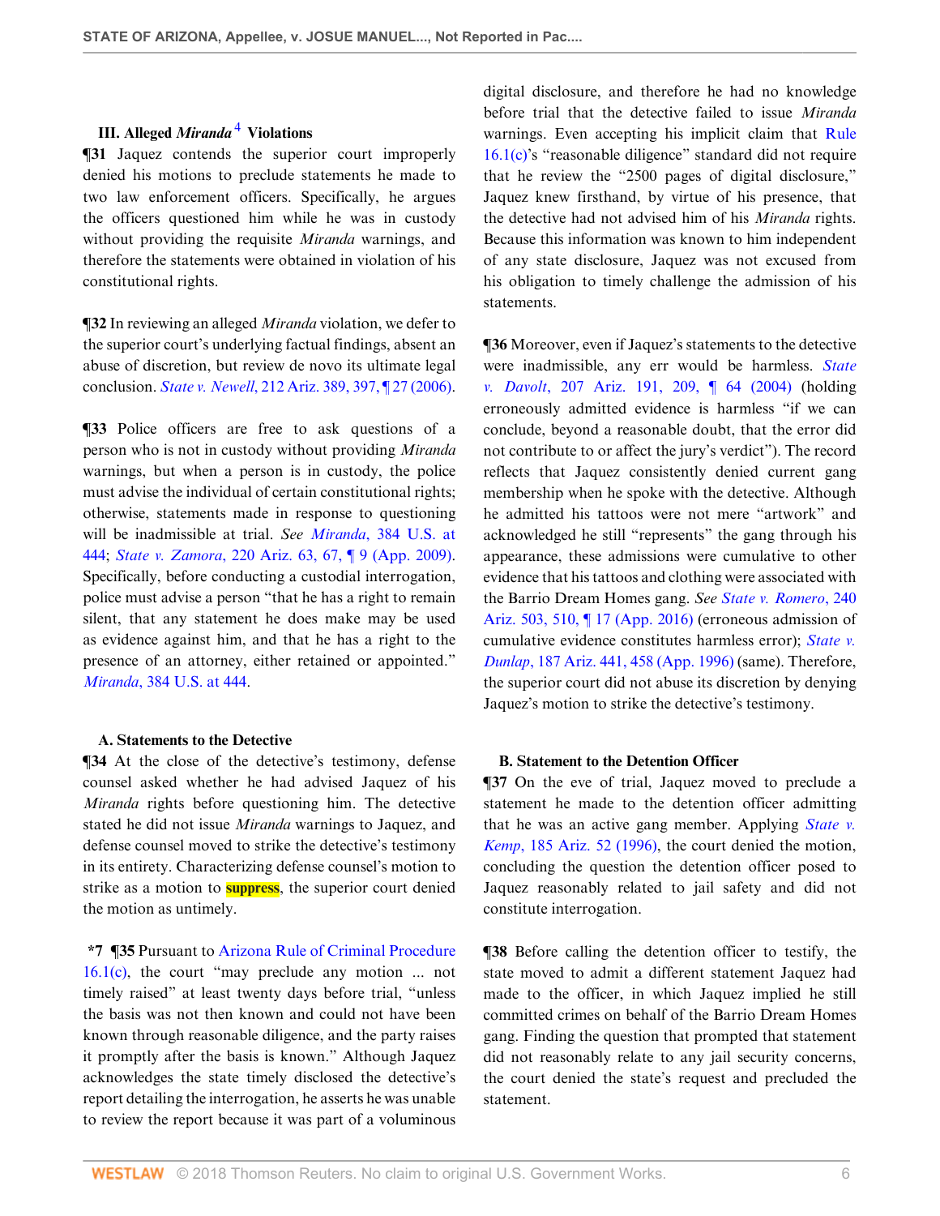### III. Alleged *Miranda*[4] Violations

**¶31** Jaquez contends the superior court improperly denied his motions to preclude statements he made to two law enforcement officers. Specifically, he argues the officers questioned him while he was in custody without providing the requisite *Miranda* warnings, and therefore the statements were obtained in violation of his constitutional rights.

**¶32** In reviewing an alleged *Miranda* violation, we defer to the superior court's underlying factual findings, absent an abuse of discretion, but review de novo its ultimate legal conclusion. *State v. Newell*, 212 Ariz. 389, 397, ¶ 27 (2006).

**¶33** Police officers are free to ask questions of a person who is not in custody without providing *Miranda* warnings, but when a person is in custody, the police must advise the individual of certain constitutional rights; otherwise, statements made in response to questioning will be inadmissible at trial. *See Miranda*, 384 U.S. at 444; *State v. Zamora*, 220 Ariz. 63, 67, ¶ 9 (App. 2009). Specifically, before conducting a custodial interrogation, police must advise a person "that he has a right to remain silent, that any statement he does make may be used as evidence against him, and that he has a right to the presence of an attorney, either retained or appointed." *Miranda*, 384 U.S. at 444.

#### A. Statements to the Detective

**¶34** At the close of the detective's testimony, defense counsel asked whether he had advised Jaquez of his *Miranda* rights before questioning him. The detective stated he did not issue *Miranda* warnings to Jaquez, and defense counsel moved to strike the detective's testimony in its entirety. Characterizing defense counsel's motion to strike as a motion to suppress, the superior court denied the motion as untimely.

**\*7 ¶35** Pursuant to Arizona Rule of Criminal Procedure 16.1(c), the court "may preclude any motion ... not timely raised" at least twenty days before trial, "unless the basis was not then known and could not have been known through reasonable diligence, and the party raises it promptly after the basis is known." Although Jaquez acknowledges the state timely disclosed the detective's report detailing the interrogation, he asserts he was unable to review the report because it was part of a voluminous digital disclosure, and therefore he had no knowledge before trial that the detective failed to issue *Miranda* warnings. Even accepting his implicit claim that Rule 16.1(c)'s "reasonable diligence" standard did not require that he review the "2500 pages of digital disclosure," Jaquez knew firsthand, by virtue of his presence, that the detective had not advised him of his *Miranda* rights. Because this information was known to him independent of any state disclosure, Jaquez was not excused from his obligation to timely challenge the admission of his statements.

**¶36** Moreover, even if Jaquez's statements to the detective were inadmissible, any err would be harmless. *State v. Davolt*, 207 Ariz. 191, 209, ¶ 64 (2004) (holding erroneously admitted evidence is harmless "if we can conclude, beyond a reasonable doubt, that the error did not contribute to or affect the jury's verdict"). The record reflects that Jaquez consistently denied current gang membership when he spoke with the detective. Although he admitted his tattoos were not mere "artwork" and acknowledged he still "represents" the gang through his appearance, these admissions were cumulative to other evidence that his tattoos and clothing were associated with the Barrio Dream Homes gang. *See State v. Romero*, 240 Ariz. 503, 510, ¶ 17 (App. 2016) (erroneous admission of cumulative evidence constitutes harmless error); *State v. Dunlap*, 187 Ariz. 441, 458 (App. 1996) (same). Therefore, the superior court did not abuse its discretion by denying Jaquez's motion to strike the detective's testimony.

#### B. Statement to the Detention Officer

**¶37** On the eve of trial, Jaquez moved to preclude a statement he made to the detention officer admitting that he was an active gang member. Applying *State v. Kemp*, 185 Ariz. 52 (1996), the court denied the motion, concluding the question the detention officer posed to Jaquez reasonably related to jail safety and did not constitute interrogation.

**¶38** Before calling the detention officer to testify, the state moved to admit a different statement Jaquez had made to the officer, in which Jaquez implied he still committed crimes on behalf of the Barrio Dream Homes gang. Finding the question that prompted that statement did not reasonably relate to any jail security concerns, the court denied the state's request and precluded the statement.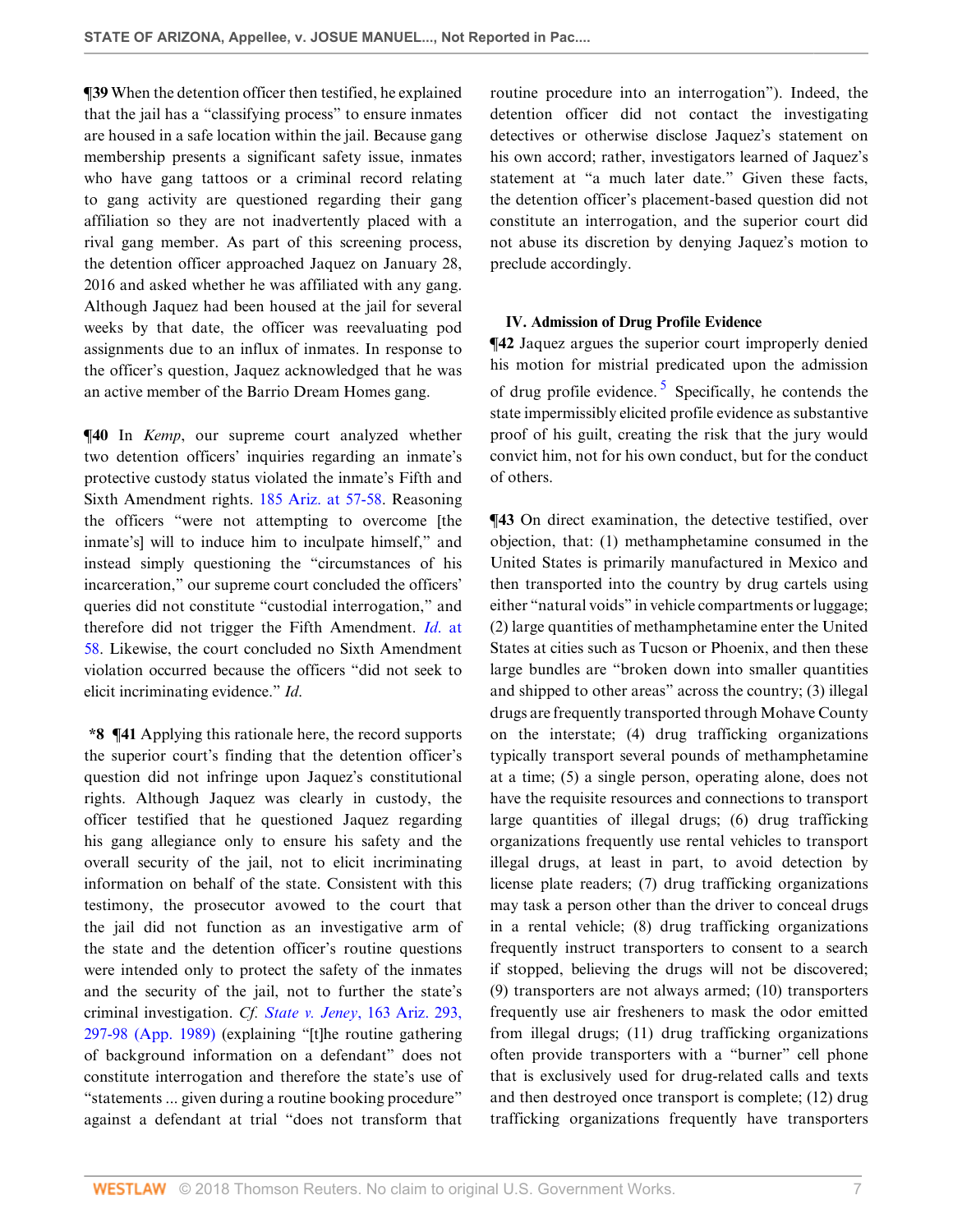**¶39** When the detention officer then testified, he explained that the jail has a "classifying process" to ensure inmates are housed in a safe location within the jail. Because gang membership presents a significant safety issue, inmates who have gang tattoos or a criminal record relating to gang activity are questioned regarding their gang affiliation so they are not inadvertently placed with a rival gang member. As part of this screening process, the detention officer approached Jaquez on January 28, 2016 and asked whether he was affiliated with any gang. Although Jaquez had been housed at the jail for several weeks by that date, the officer was reevaluating pod assignments due to an influx of inmates. In response to the officer's question, Jaquez acknowledged that he was an active member of the Barrio Dream Homes gang.

**¶40** In *Kemp*, our supreme court analyzed whether two detention officers' inquiries regarding an inmate's protective custody status violated the inmate's Fifth and Sixth Amendment rights. 185 Ariz. at 57-58. Reasoning the officers "were not attempting to overcome [the inmate's] will to induce him to inculpate himself," and instead simply questioning the "circumstances of his incarceration," our supreme court concluded the officers' queries did not constitute "custodial interrogation," and therefore did not trigger the Fifth Amendment. *Id.* at 58. Likewise, the court concluded no Sixth Amendment violation occurred because the officers "did not seek to elicit incriminating evidence." *Id.*

**\*8 ¶41** Applying this rationale here, the record supports the superior court's finding that the detention officer's question did not infringe upon Jaquez's constitutional rights. Although Jaquez was clearly in custody, the officer testified that he questioned Jaquez regarding his gang allegiance only to ensure his safety and the overall security of the jail, not to elicit incriminating information on behalf of the state. Consistent with this testimony, the prosecutor avowed to the court that the jail did not function as an investigative arm of the state and the detention officer's routine questions were intended only to protect the safety of the inmates and the security of the jail, not to further the state's criminal investigation. *Cf. State v. Jeney*, 163 Ariz. 293, 297-98 (App. 1989) (explaining "[t]he routine gathering of background information on a defendant" does not constitute interrogation and therefore the state's use of "statements ... given during a routine booking procedure" against a defendant at trial "does not transform that routine procedure into an interrogation"). Indeed, the detention officer did not contact the investigating detectives or otherwise disclose Jaquez's statement on his own accord; rather, investigators learned of Jaquez's statement at "a much later date." Given these facts, the detention officer's placement-based question did not constitute an interrogation, and the superior court did not abuse its discretion by denying Jaquez's motion to preclude accordingly.

### IV. Admission of Drug Profile Evidence

**¶42** Jaquez argues the superior court improperly denied his motion for mistrial predicated upon the admission of drug profile evidence.[5] Specifically, he contends the state impermissibly elicited profile evidence as substantive proof of his guilt, creating the risk that the jury would convict him, not for his own conduct, but for the conduct of others.

**¶43** On direct examination, the detective testified, over objection, that: (1) methamphetamine consumed in the United States is primarily manufactured in Mexico and then transported into the country by drug cartels using either "natural voids" in vehicle compartments or luggage; (2) large quantities of methamphetamine enter the United States at cities such as Tucson or Phoenix, and then these large bundles are "broken down into smaller quantities and shipped to other areas" across the country; (3) illegal drugs are frequently transported through Mohave County on the interstate; (4) drug trafficking organizations typically transport several pounds of methamphetamine at a time; (5) a single person, operating alone, does not have the requisite resources and connections to transport large quantities of illegal drugs; (6) drug trafficking organizations frequently use rental vehicles to transport illegal drugs, at least in part, to avoid detection by license plate readers; (7) drug trafficking organizations may task a person other than the driver to conceal drugs in a rental vehicle; (8) drug trafficking organizations frequently instruct transporters to consent to a search if stopped, believing the drugs will not be discovered; (9) transporters are not always armed; (10) transporters frequently use air fresheners to mask the odor emitted from illegal drugs; (11) drug trafficking organizations often provide transporters with a "burner" cell phone that is exclusively used for drug-related calls and texts and then destroyed once transport is complete; (12) drug trafficking organizations frequently have transporters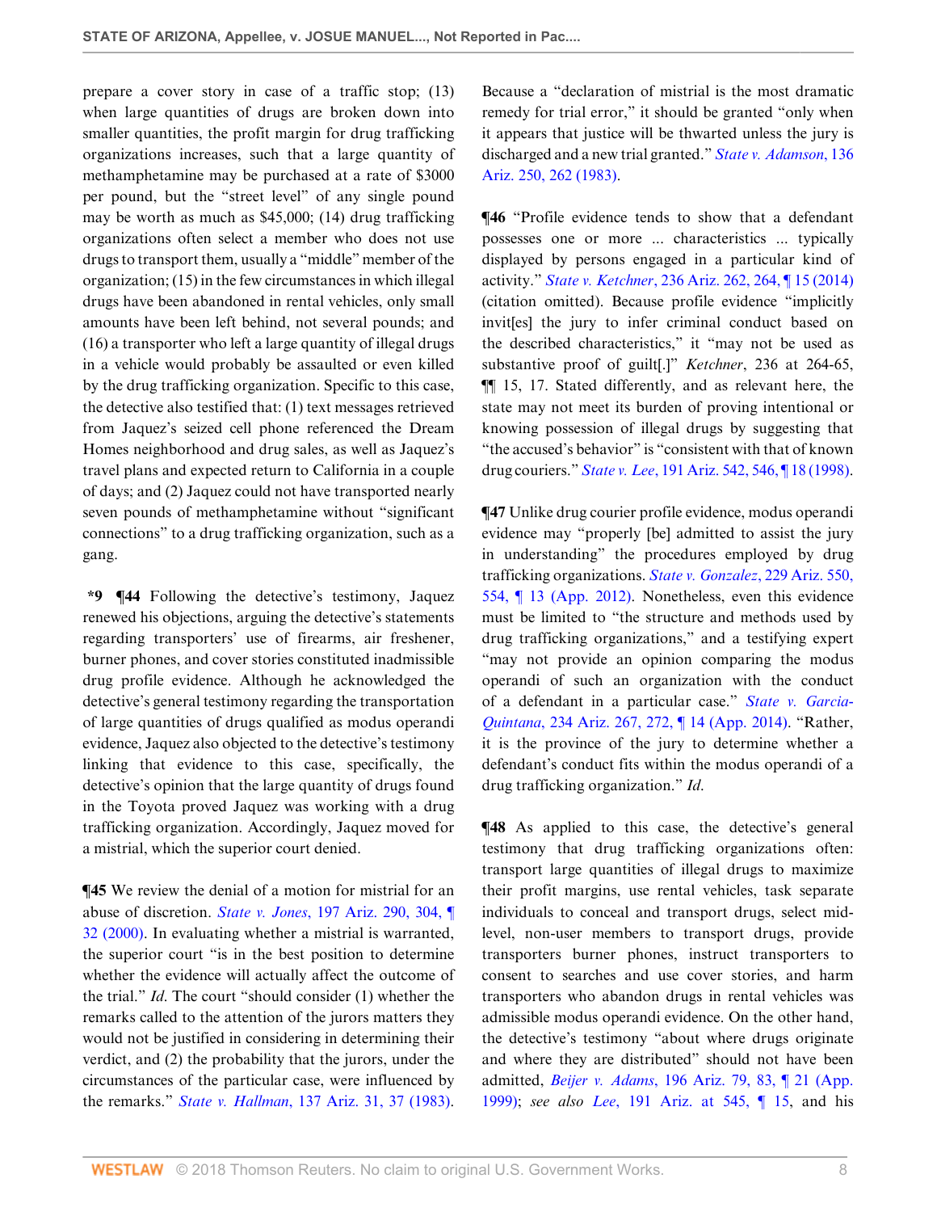prepare a cover story in case of a traffic stop; (13) when large quantities of drugs are broken down into smaller quantities, the profit margin for drug trafficking organizations increases, such that a large quantity of methamphetamine may be purchased at a rate of $3000 per pound, but the "street level" of any single pound may be worth as much as $45,000; (14) drug trafficking organizations often select a member who does not use drugs to transport them, usually a "middle" member of the organization; (15) in the few circumstances in which illegal drugs have been abandoned in rental vehicles, only small amounts have been left behind, not several pounds; and (16) a transporter who left a large quantity of illegal drugs in a vehicle would probably be assaulted or even killed by the drug trafficking organization. Specific to this case, the detective also testified that: (1) text messages retrieved from Jaquez's seized cell phone referenced the Dream Homes neighborhood and drug sales, as well as Jaquez's travel plans and expected return to California in a couple of days; and (2) Jaquez could not have transported nearly seven pounds of methamphetamine without "significant connections" to a drug trafficking organization, such as a gang.

**\*9 ¶44** Following the detective's testimony, Jaquez renewed his objections, arguing the detective's statements regarding transporters' use of firearms, air freshener, burner phones, and cover stories constituted inadmissible drug profile evidence. Although he acknowledged the detective's general testimony regarding the transportation of large quantities of drugs qualified as modus operandi evidence, Jaquez also objected to the detective's testimony linking that evidence to this case, specifically, the detective's opinion that the large quantity of drugs found in the Toyota proved Jaquez was working with a drug trafficking organization. Accordingly, Jaquez moved for a mistrial, which the superior court denied.

**¶45** We review the denial of a motion for mistrial for an abuse of discretion. *State v. Jones*, 197 Ariz. 290, 304, ¶ 32 (2000). In evaluating whether a mistrial is warranted, the superior court "is in the best position to determine whether the evidence will actually affect the outcome of the trial." *Id.* The court "should consider (1) whether the remarks called to the attention of the jurors matters they would not be justified in considering in determining their verdict, and (2) the probability that the jurors, under the circumstances of the particular case, were influenced by the remarks." *State v. Hallman*, 137 Ariz. 31, 37 (1983). Because a "declaration of mistrial is the most dramatic remedy for trial error," it should be granted "only when it appears that justice will be thwarted unless the jury is discharged and a new trial granted." *State v. Adamson*, 136 Ariz. 250, 262 (1983).

**¶46** "Profile evidence tends to show that a defendant possesses one or more ... characteristics ... typically displayed by persons engaged in a particular kind of activity." *State v. Ketchner*, 236 Ariz. 262, 264, ¶ 15 (2014) (citation omitted). Because profile evidence "implicitly invit[es] the jury to infer criminal conduct based on the described characteristics," it "may not be used as substantive proof of guilt[.]" *Ketchner*, 236 at 264-65, ¶¶ 15, 17. Stated differently, and as relevant here, the state may not meet its burden of proving intentional or knowing possession of illegal drugs by suggesting that "the accused's behavior" is "consistent with that of known drug couriers." *State v. Lee*, 191 Ariz. 542, 546, ¶ 18 (1998).

**¶47** Unlike drug courier profile evidence, modus operandi evidence may "properly [be] admitted to assist the jury in understanding" the procedures employed by drug trafficking organizations. *State v. Gonzalez*, 229 Ariz. 550, 554, ¶ 13 (App. 2012). Nonetheless, even this evidence must be limited to "the structure and methods used by drug trafficking organizations," and a testifying expert "may not provide an opinion comparing the modus operandi of such an organization with the conduct of a defendant in a particular case." *State v. Garcia-Quintana*, 234 Ariz. 267, 272, ¶ 14 (App. 2014). "Rather, it is the province of the jury to determine whether a defendant's conduct fits within the modus operandi of a drug trafficking organization." *Id.*

**¶48** As applied to this case, the detective's general testimony that drug trafficking organizations often: transport large quantities of illegal drugs to maximize their profit margins, use rental vehicles, task separate individuals to conceal and transport drugs, select mid-level, non-user members to transport drugs, provide transporters burner phones, instruct transporters to consent to searches and use cover stories, and harm transporters who abandon drugs in rental vehicles was admissible modus operandi evidence. On the other hand, the detective's testimony "about where drugs originate and where they are distributed" should not have been admitted, *Beijer v. Adams*, 196 Ariz. 79, 83, ¶ 21 (App. 1999); *see also Lee*, 191 Ariz. at 545, ¶ 15, and his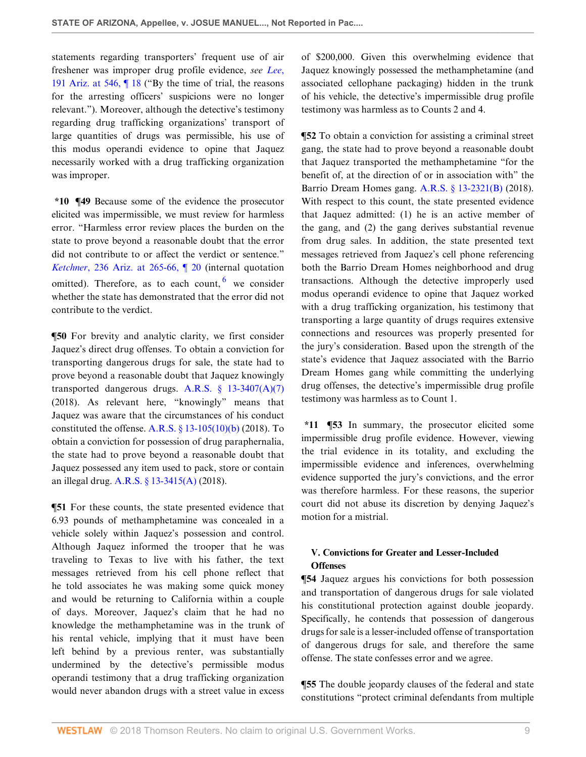statements regarding transporters' frequent use of air freshener was improper drug profile evidence, *see Lee*, 191 Ariz. at 546, ¶ 18 ("By the time of trial, the reasons for the arresting officers' suspicions were no longer relevant."). Moreover, although the detective's testimony regarding drug trafficking organizations' transport of large quantities of drugs was permissible, his use of this modus operandi evidence to opine that Jaquez necessarily worked with a drug trafficking organization was improper.

**\*10 ¶49** Because some of the evidence the prosecutor elicited was impermissible, we must review for harmless error. "Harmless error review places the burden on the state to prove beyond a reasonable doubt that the error did not contribute to or affect the verdict or sentence." *Ketchner*, 236 Ariz. at 265-66, ¶ 20 (internal quotation omitted). Therefore, as to each count,[6] we consider whether the state has demonstrated that the error did not contribute to the verdict.

**¶50** For brevity and analytic clarity, we first consider Jaquez's direct drug offenses. To obtain a conviction for transporting dangerous drugs for sale, the state had to prove beyond a reasonable doubt that Jaquez knowingly transported dangerous drugs. A.R.S. § 13-3407(A)(7) (2018). As relevant here, "knowingly" means that Jaquez was aware that the circumstances of his conduct constituted the offense. A.R.S. § 13-105(10)(b) (2018). To obtain a conviction for possession of drug paraphernalia, the state had to prove beyond a reasonable doubt that Jaquez possessed any item used to pack, store or contain an illegal drug. A.R.S. § 13-3415(A) (2018).

**¶51** For these counts, the state presented evidence that 6.93 pounds of methamphetamine was concealed in a vehicle solely within Jaquez's possession and control. Although Jaquez informed the trooper that he was traveling to Texas to live with his father, the text messages retrieved from his cell phone reflect that he told associates he was making some quick money and would be returning to California within a couple of days. Moreover, Jaquez's claim that he had no knowledge the methamphetamine was in the trunk of his rental vehicle, implying that it must have been left behind by a previous renter, was substantially undermined by the detective's permissible modus operandi testimony that a drug trafficking organization would never abandon drugs with a street value in excess of $200,000. Given this overwhelming evidence that Jaquez knowingly possessed the methamphetamine (and associated cellophane packaging) hidden in the trunk of his vehicle, the detective's impermissible drug profile testimony was harmless as to Counts 2 and 4.

**¶52** To obtain a conviction for assisting a criminal street gang, the state had to prove beyond a reasonable doubt that Jaquez transported the methamphetamine "for the benefit of, at the direction of or in association with" the Barrio Dream Homes gang. A.R.S. § 13-2321(B) (2018). With respect to this count, the state presented evidence that Jaquez admitted: (1) he is an active member of the gang, and (2) the gang derives substantial revenue from drug sales. In addition, the state presented text messages retrieved from Jaquez's cell phone referencing both the Barrio Dream Homes neighborhood and drug transactions. Although the detective improperly used modus operandi evidence to opine that Jaquez worked with a drug trafficking organization, his testimony that transporting a large quantity of drugs requires extensive connections and resources was properly presented for the jury's consideration. Based upon the strength of the state's evidence that Jaquez associated with the Barrio Dream Homes gang while committing the underlying drug offenses, the detective's impermissible drug profile testimony was harmless as to Count 1.

**\*11 ¶53** In summary, the prosecutor elicited some impermissible drug profile evidence. However, viewing the trial evidence in its totality, and excluding the impermissible evidence and inferences, overwhelming evidence supported the jury's convictions, and the error was therefore harmless. For these reasons, the superior court did not abuse its discretion by denying Jaquez's motion for a mistrial.

### V. Convictions for Greater and Lesser-Included Offenses

**¶54** Jaquez argues his convictions for both possession and transportation of dangerous drugs for sale violated his constitutional protection against double jeopardy. Specifically, he contends that possession of dangerous drugs for sale is a lesser-included offense of transportation of dangerous drugs for sale, and therefore the same offense. The state confesses error and we agree.

**¶55** The double jeopardy clauses of the federal and state constitutions "protect criminal defendants from multiple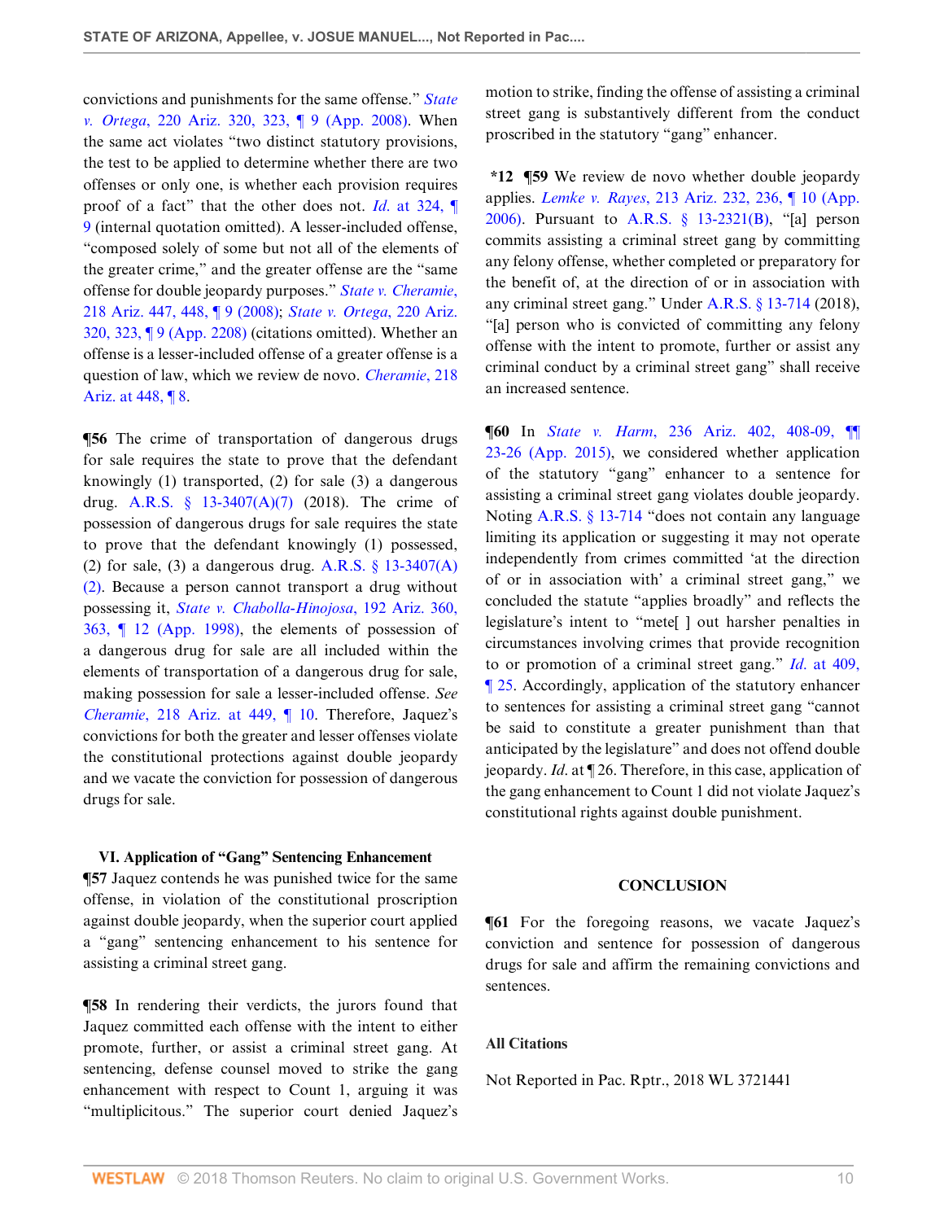convictions and punishments for the same offense." *State v. Ortega*, 220 Ariz. 320, 323, ¶ 9 (App. 2008). When the same act violates "two distinct statutory provisions, the test to be applied to determine whether there are two offenses or only one, is whether each provision requires proof of a fact" that the other does not. *Id.* at 324, ¶ 9 (internal quotation omitted). A lesser-included offense, "composed solely of some but not all of the elements of the greater crime," and the greater offense are the "same offense for double jeopardy purposes." *State v. Cheramie*, 218 Ariz. 447, 448, ¶ 9 (2008); *State v. Ortega*, 220 Ariz. 320, 323, ¶ 9 (App. 2208) (citations omitted). Whether an offense is a lesser-included offense of a greater offense is a question of law, which we review de novo. *Cheramie*, 218 Ariz. at 448, ¶ 8.

**¶56** The crime of transportation of dangerous drugs for sale requires the state to prove that the defendant knowingly (1) transported, (2) for sale (3) a dangerous drug. A.R.S. § 13-3407(A)(7) (2018). The crime of possession of dangerous drugs for sale requires the state to prove that the defendant knowingly (1) possessed, (2) for sale, (3) a dangerous drug. A.R.S. § 13-3407(A)(2). Because a person cannot transport a drug without possessing it, *State v. Chabolla-Hinojosa*, 192 Ariz. 360, 363, ¶ 12 (App. 1998), the elements of possession of a dangerous drug for sale are all included within the elements of transportation of a dangerous drug for sale, making possession for sale a lesser-included offense. *See Cheramie*, 218 Ariz. at 449, ¶ 10. Therefore, Jaquez's convictions for both the greater and lesser offenses violate the constitutional protections against double jeopardy and we vacate the conviction for possession of dangerous drugs for sale.

### VI. Application of "Gang" Sentencing Enhancement

**¶57** Jaquez contends he was punished twice for the same offense, in violation of the constitutional proscription against double jeopardy, when the superior court applied a "gang" sentencing enhancement to his sentence for assisting a criminal street gang.

**¶58** In rendering their verdicts, the jurors found that Jaquez committed each offense with the intent to either promote, further, or assist a criminal street gang. At sentencing, defense counsel moved to strike the gang enhancement with respect to Count 1, arguing it was "multiplicitous." The superior court denied Jaquez's motion to strike, finding the offense of assisting a criminal street gang is substantively different from the conduct proscribed in the statutory "gang" enhancer.

**\*12 ¶59** We review de novo whether double jeopardy applies. *Lemke v. Rayes*, 213 Ariz. 232, 236, ¶ 10 (App. 2006). Pursuant to A.R.S. § 13-2321(B), "[a] person commits assisting a criminal street gang by committing any felony offense, whether completed or preparatory for the benefit of, at the direction of or in association with any criminal street gang." Under A.R.S. § 13-714 (2018), "[a] person who is convicted of committing any felony offense with the intent to promote, further or assist any criminal conduct by a criminal street gang" shall receive an increased sentence.

**¶60** In *State v. Harm*, 236 Ariz. 402, 408-09, ¶¶ 23-26 (App. 2015), we considered whether application of the statutory "gang" enhancer to a sentence for assisting a criminal street gang violates double jeopardy. Noting A.R.S. § 13-714 "does not contain any language limiting its application or suggesting it may not operate independently from crimes committed 'at the direction of or in association with' a criminal street gang," we concluded the statute "applies broadly" and reflects the legislature's intent to "mete[ ] out harsher penalties in circumstances involving crimes that provide recognition to or promotion of a criminal street gang." *Id.* at 409, ¶ 25. Accordingly, application of the statutory enhancer to sentences for assisting a criminal street gang "cannot be said to constitute a greater punishment than that anticipated by the legislature" and does not offend double jeopardy. *Id.* at ¶ 26. Therefore, in this case, application of the gang enhancement to Count 1 did not violate Jaquez's constitutional rights against double punishment.

## CONCLUSION

**¶61** For the foregoing reasons, we vacate Jaquez's conviction and sentence for possession of dangerous drugs for sale and affirm the remaining convictions and sentences.

### All Citations

Not Reported in Pac. Rptr., 2018 WL 3721441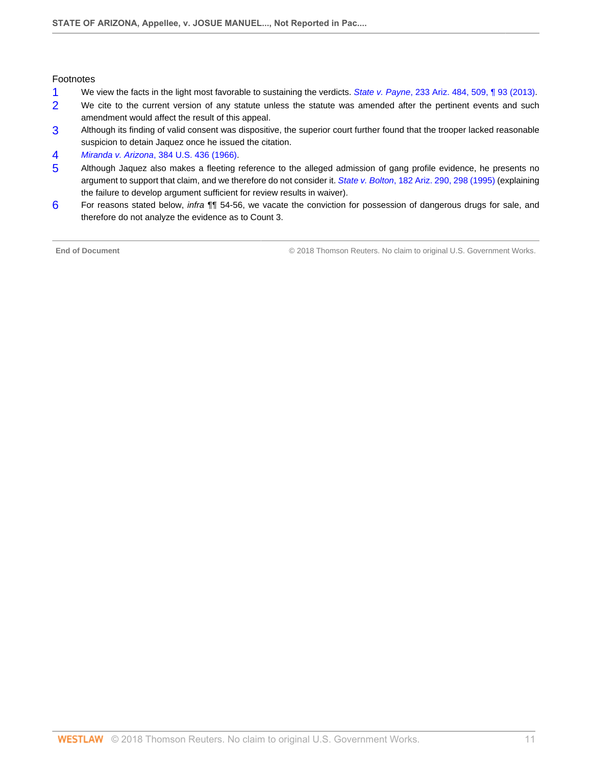Footnotes

1. We view the facts in the light most favorable to sustaining the verdicts. *State v. Payne*, 233 Ariz. 484, 509, ¶ 93 (2013).
2. We cite to the current version of any statute unless the statute was amended after the pertinent events and such amendment would affect the result of this appeal.
3. Although its finding of valid consent was dispositive, the superior court further found that the trooper lacked reasonable suspicion to detain Jaquez once he issued the citation.
4. *Miranda v. Arizona*, 384 U.S. 436 (1966).
5. Although Jaquez also makes a fleeting reference to the alleged admission of gang profile evidence, he presents no argument to support that claim, and we therefore do not consider it. *State v. Bolton*, 182 Ariz. 290, 298 (1995) (explaining the failure to develop argument sufficient for review results in waiver).
6. For reasons stated below, *infra* ¶¶ 54-56, we vacate the conviction for possession of dangerous drugs for sale, and therefore do not analyze the evidence as to Count 3.

**End of Document** © 2018 Thomson Reuters. No claim to original U.S. Government Works.